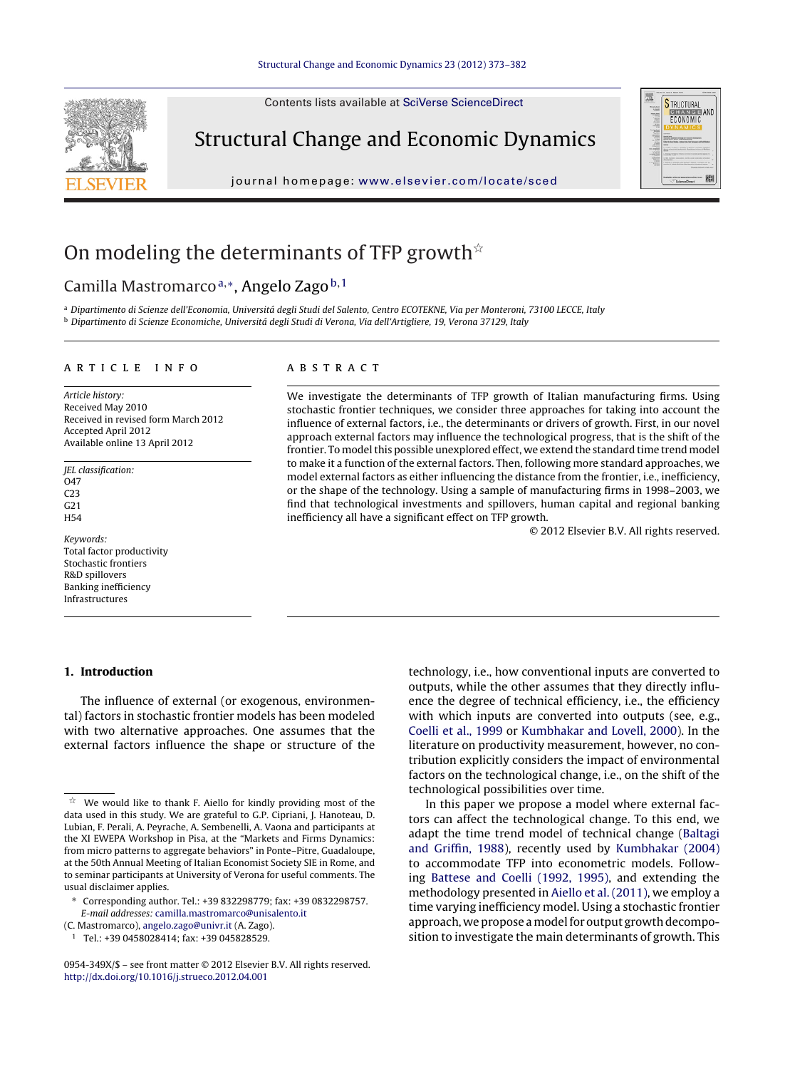# On modeling the determinants of TFP growth☆

Camilla Mastromarco[a,*], Angelo Zago[b,1]

[a] Dipartimento di Scienze dell'Economia, Universitá degli Studi del Salento, Centro ECOTEKNE, Via per Monteroni, 73100 LECCE, Italy

[b] Dipartimento di Scienze Economiche, Universitá degli Studi di Verona, Via dell'Artigliere, 19, Verona 37129, Italy

## ARTICLE INFO

*Article history:*
Received May 2010
Received in revised form March 2012
Accepted April 2012
Available online 13 April 2012

*JEL classification:*
O47
C23
G21
H54

*Keywords:*
Total factor productivity
Stochastic frontiers
R&D spillovers
Banking inefficiency
Infrastructures

## ABSTRACT

We investigate the determinants of TFP growth of Italian manufacturing firms. Using stochastic frontier techniques, we consider three approaches for taking into account the influence of external factors, i.e., the determinants or drivers of growth. First, in our novel approach external factors may influence the technological progress, that is the shift of the frontier. To model this possible unexplored effect, we extend the standard time trend model to make it a function of the external factors. Then, following more standard approaches, we model external factors as either influencing the distance from the frontier, i.e., inefficiency, or the shape of the technology. Using a sample of manufacturing firms in 1998–2003, we find that technological investments and spillovers, human capital and regional banking inefficiency all have a significant effect on TFP growth.

© 2012 Elsevier B.V. All rights reserved.

## 1. Introduction

The influence of external (or exogenous, environmental) factors in stochastic frontier models has been modeled with two alternative approaches. One assumes that the external factors influence the shape or structure of the technology, i.e., how conventional inputs are converted to outputs, while the other assumes that they directly influence the degree of technical efficiency, i.e., the efficiency with which inputs are converted into outputs (see, e.g., Coelli et al., 1999 or Kumbhakar and Lovell, 2000). In the literature on productivity measurement, however, no contribution explicitly considers the impact of environmental factors on the technological change, i.e., on the shift of the technological possibilities over time.

In this paper we propose a model where external factors can affect the technological change. To this end, we adapt the time trend model of technical change (Baltagi and Griffin, 1988), recently used by Kumbhakar (2004) to accommodate TFP into econometric models. Following Battese and Coelli (1992, 1995), and extending the methodology presented in Aiello et al. (2011), we employ a time varying inefficiency model. Using a stochastic frontier approach, we propose a model for output growth decomposition to investigate the main determinants of growth. This

---

☆ We would like to thank F. Aiello for kindly providing most of the data used in this study. We are grateful to G.P. Cipriani, J. Hanoteau, D. Lubian, F. Perali, A. Peyrache, A. Sembenelli, A. Vaona and participants at the XI EWEPA Workshop in Pisa, at the "Markets and Firms Dynamics: from micro patterns to aggregate behaviors" in Ponte–Pitre, Guadaloupe, at the 50th Annual Meeting of Italian Economist Society SIE in Rome, and to seminar participants at University of Verona for useful comments. The usual disclaimer applies.

\* Corresponding author. Tel.: +39 832298779; fax: +39 0832298757.
*E-mail addresses:* camilla.mastromarco@unisalento.it (C. Mastromarco), angelo.zago@univr.it (A. Zago).

1 Tel.: +39 0458028414; fax: +39 045828529.

0954-349X/$ – see front matter © 2012 Elsevier B.V. All rights reserved.
http://dx.doi.org/10.1016/j.strueco.2012.04.001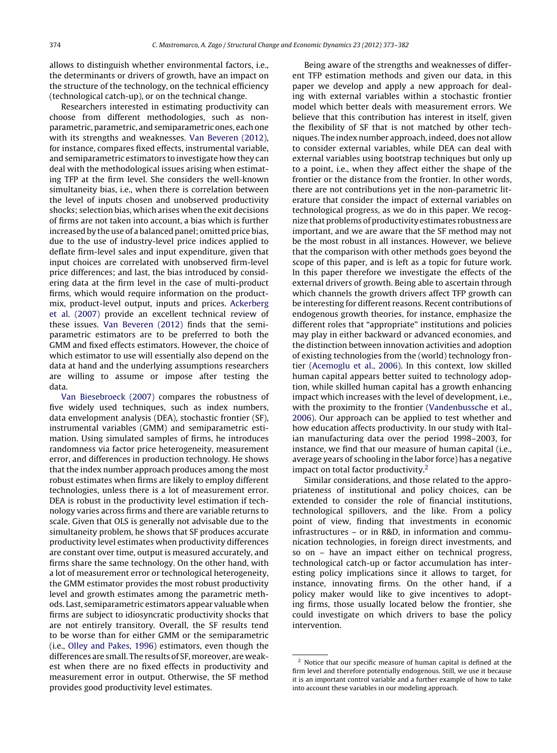allows to distinguish whether environmental factors, i.e., the determinants or drivers of growth, have an impact on the structure of the technology, on the technical efficiency (technological catch-up), or on the technical change.

Researchers interested in estimating productivity can choose from different methodologies, such as non-parametric, parametric, and semiparametric ones, each one with its strengths and weaknesses. Van Beveren (2012), for instance, compares fixed effects, instrumental variable, and semiparametric estimators to investigate how they can deal with the methodological issues arising when estimating TFP at the firm level. She considers the well-known simultaneity bias, i.e., when there is correlation between the level of inputs chosen and unobserved productivity shocks; selection bias, which arises when the exit decisions of firms are not taken into account, a bias which is further increased by the use of a balanced panel; omitted price bias, due to the use of industry-level price indices applied to deflate firm-level sales and input expenditure, given that input choices are correlated with unobserved firm-level price differences; and last, the bias introduced by considering data at the firm level in the case of multi-product firms, which would require information on the product-mix, product-level output, inputs and prices. Ackerberg et al. (2007) provide an excellent technical review of these issues. Van Beveren (2012) finds that the semiparametric estimators are to be preferred to both the GMM and fixed effects estimators. However, the choice of which estimator to use will essentially also depend on the data at hand and the underlying assumptions researchers are willing to assume or impose after testing the data.

Van Biesebroeck (2007) compares the robustness of five widely used techniques, such as index numbers, data envelopment analysis (DEA), stochastic frontier (SF), instrumental variables (GMM) and semiparametric estimation. Using simulated samples of firms, he introduces randomness via factor price heterogeneity, measurement error, and differences in production technology. He shows that the index number approach produces among the most robust estimates when firms are likely to employ different technologies, unless there is a lot of measurement error. DEA is robust in the productivity level estimation if technology varies across firms and there are variable returns to scale. Given that OLS is generally not advisable due to the simultaneity problem, he shows that SF produces accurate productivity level estimates when productivity differences are constant over time, output is measured accurately, and firms share the same technology. On the other hand, with a lot of measurement error or technological heterogeneity, the GMM estimator provides the most robust productivity level and growth estimates among the parametric methods. Last, semiparametric estimators appear valuable when firms are subject to idiosyncratic productivity shocks that are not entirely transitory. Overall, the SF results tend to be worse than for either GMM or the semiparametric (i.e., Olley and Pakes, 1996) estimators, even though the differences are small. The results of SF, moreover, are weakest when there are no fixed effects in productivity and measurement error in output. Otherwise, the SF method provides good productivity level estimates.

Being aware of the strengths and weaknesses of different TFP estimation methods and given our data, in this paper we develop and apply a new approach for dealing with external variables within a stochastic frontier model which better deals with measurement errors. We believe that this contribution has interest in itself, given the flexibility of SF that is not matched by other techniques. The index number approach, indeed, does not allow to consider external variables, while DEA can deal with external variables using bootstrap techniques but only up to a point, i.e., when they affect either the shape of the frontier or the distance from the frontier. In other words, there are not contributions yet in the non-parametric literature that consider the impact of external variables on technological progress, as we do in this paper. We recognize that problems of productivity estimates robustness are important, and we are aware that the SF method may not be the most robust in all instances. However, we believe that the comparison with other methods goes beyond the scope of this paper, and is left as a topic for future work. In this paper therefore we investigate the effects of the external drivers of growth. Being able to ascertain through which channels the growth drivers affect TFP growth can be interesting for different reasons. Recent contributions of endogenous growth theories, for instance, emphasize the different roles that "appropriate" institutions and policies may play in either backward or advanced economies, and the distinction between innovation activities and adoption of existing technologies from the (world) technology frontier (Acemoglu et al., 2006). In this context, low skilled human capital appears better suited to technology adoption, while skilled human capital has a growth enhancing impact which increases with the level of development, i.e., with the proximity to the frontier (Vandenbussche et al., 2006). Our approach can be applied to test whether and how education affects productivity. In our study with Italian manufacturing data over the period 1998–2003, for instance, we find that our measure of human capital (i.e., average years of schooling in the labor force) has a negative impact on total factor productivity.[2]

Similar considerations, and those related to the appropriateness of institutional and policy choices, can be extended to consider the role of financial institutions, technological spillovers, and the like. From a policy point of view, finding that investments in economic infrastructures – or in R&D, in information and communication technologies, in foreign direct investments, and so on – have an impact either on technical progress, technological catch-up or factor accumulation has interesting policy implications since it allows to target, for instance, innovating firms. On the other hand, if a policy maker would like to give incentives to adopting firms, those usually located below the frontier, she could investigate on which drivers to base the policy intervention.

[2] Notice that our specific measure of human capital is defined at the firm level and therefore potentially endogenous. Still, we use it because it is an important control variable and a further example of how to take into account these variables in our modeling approach.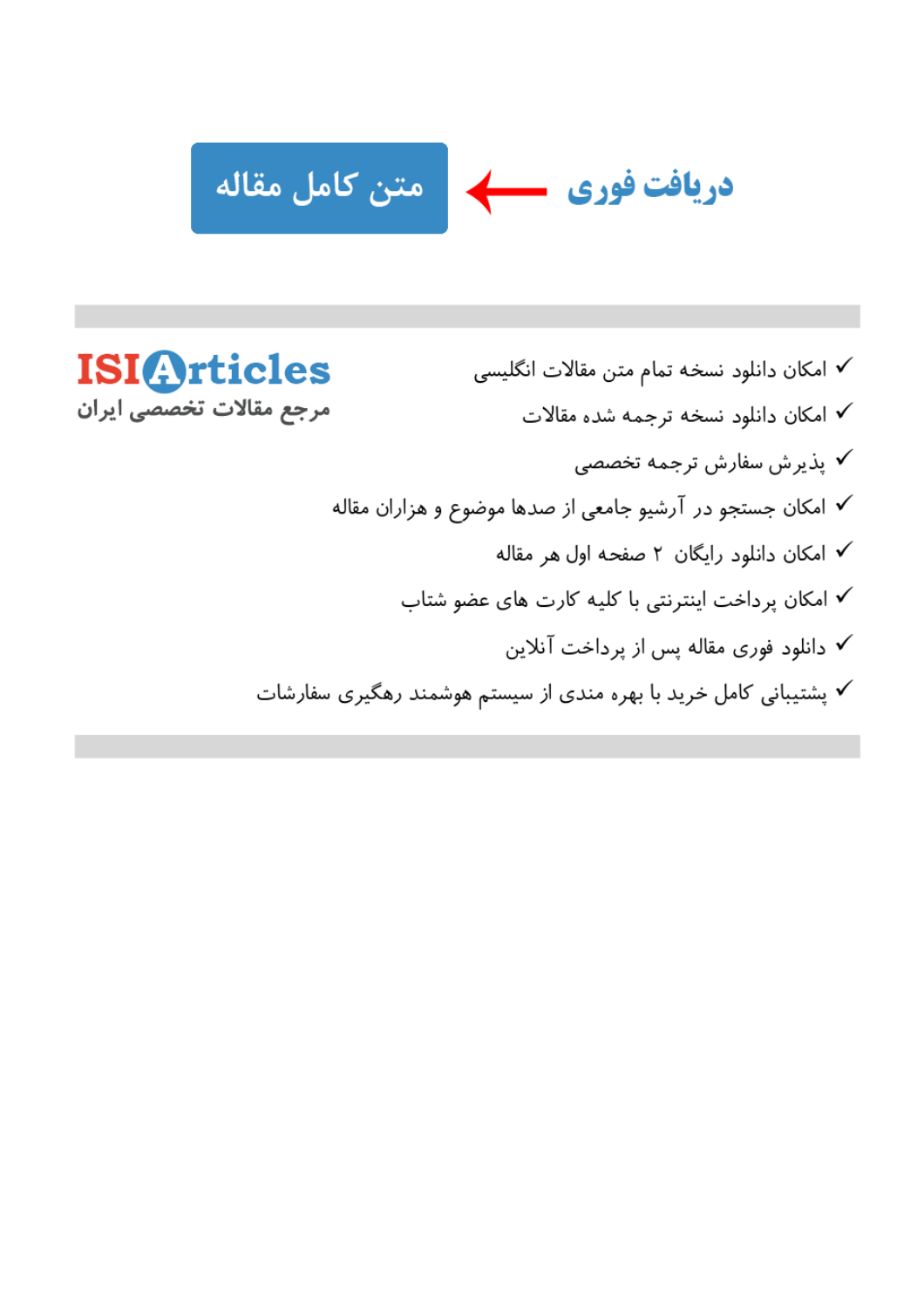**دریافت فوری** ← **متن کامل مقاله**

**ISIArticles**
مرجع مقالات تخصصی ایران

- ✓ امکان دانلود نسخه تمام متن مقالات انگلیسی
- ✓ امکان دانلود نسخه ترجمه شده مقالات
- ✓ پذیرش سفارش ترجمه تخصصی
- ✓ امکان جستجو در آرشیو جامعی از صدها موضوع و هزاران مقاله
- ✓ امکان دانلود رایگان ۲ صفحه اول هر مقاله
- ✓ امکان پرداخت اینترنتی با کلیه کارت های عضو شتاب
- ✓ دانلود فوری مقاله پس از پرداخت آنلاین
- ✓ پشتیبانی کامل خرید با بهره مندی از سیستم هوشمند رهگیری سفارشات